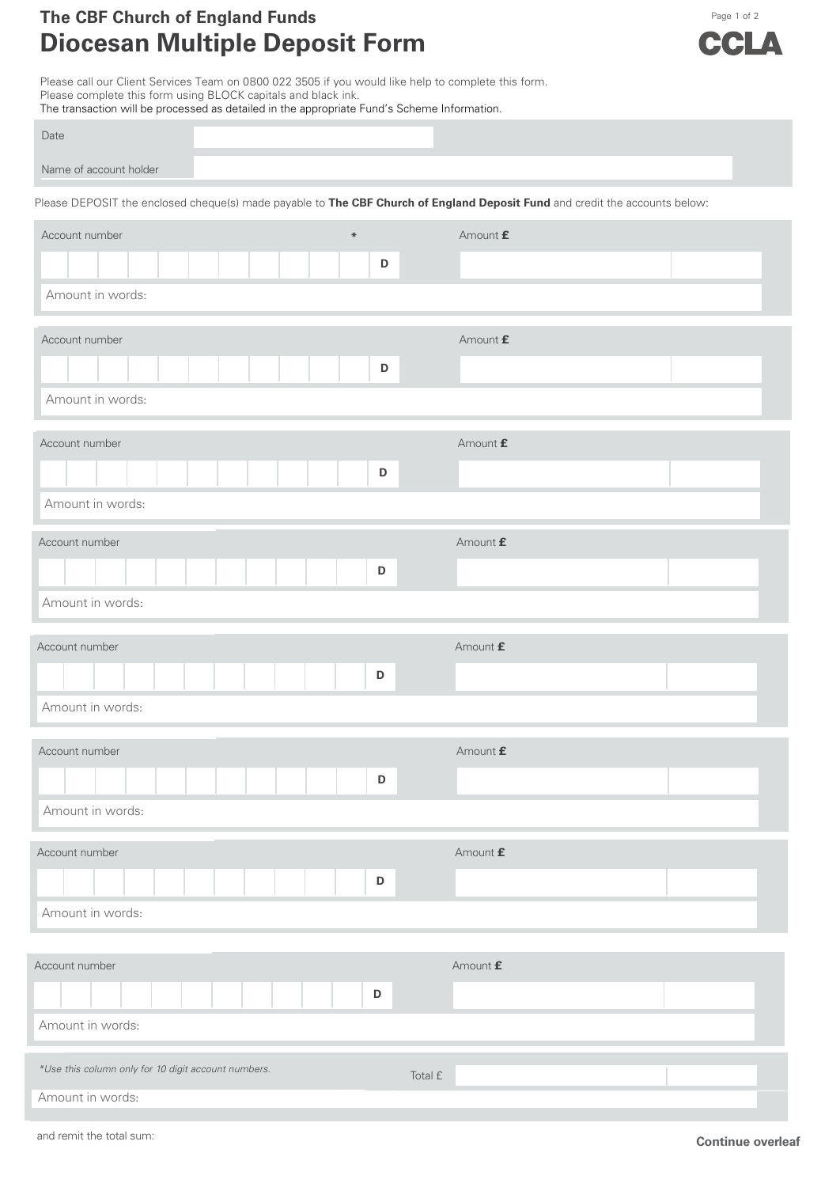**The CBF Church of England Funds**

# Diocesan Multiple Deposit Form

CCLA

Please call our Client Services Team on 0800 022 3505 if you would like help to complete this form.
Please complete this form using BLOCK capitals and black ink.
The transaction will be processed as detailed in the appropriate Fund's Scheme Information.

| | |
|---|---|
| Date | |
| Name of account holder | |

Please DEPOSIT the enclosed cheque(s) made payable to **The CBF Church of England Deposit Fund** and credit the accounts below:

| Account number * | | Amount **£** |
|---|---|---|
| | D | |
| Amount in words: | | |

| Account number | | Amount **£** |
|---|---|---|
| | D | |
| Amount in words: | | |

| Account number | | Amount **£** |
|---|---|---|
| | D | |
| Amount in words: | | |

| Account number | | Amount **£** |
|---|---|---|
| | D | |
| Amount in words: | | |

| Account number | | Amount **£** |
|---|---|---|
| | D | |
| Amount in words: | | |

| Account number | | Amount **£** |
|---|---|---|
| | D | |
| Amount in words: | | |

| Account number | | Amount **£** |
|---|---|---|
| | D | |
| Amount in words: | | |

| Account number | | Amount **£** |
|---|---|---|
| | D | |
| Amount in words: | | |

*\*Use this column only for 10 digit account numbers.*

| | |
|---|---|
| Total £ | |
| Amount in words: | |

and remit the total sum:

**Continue overleaf**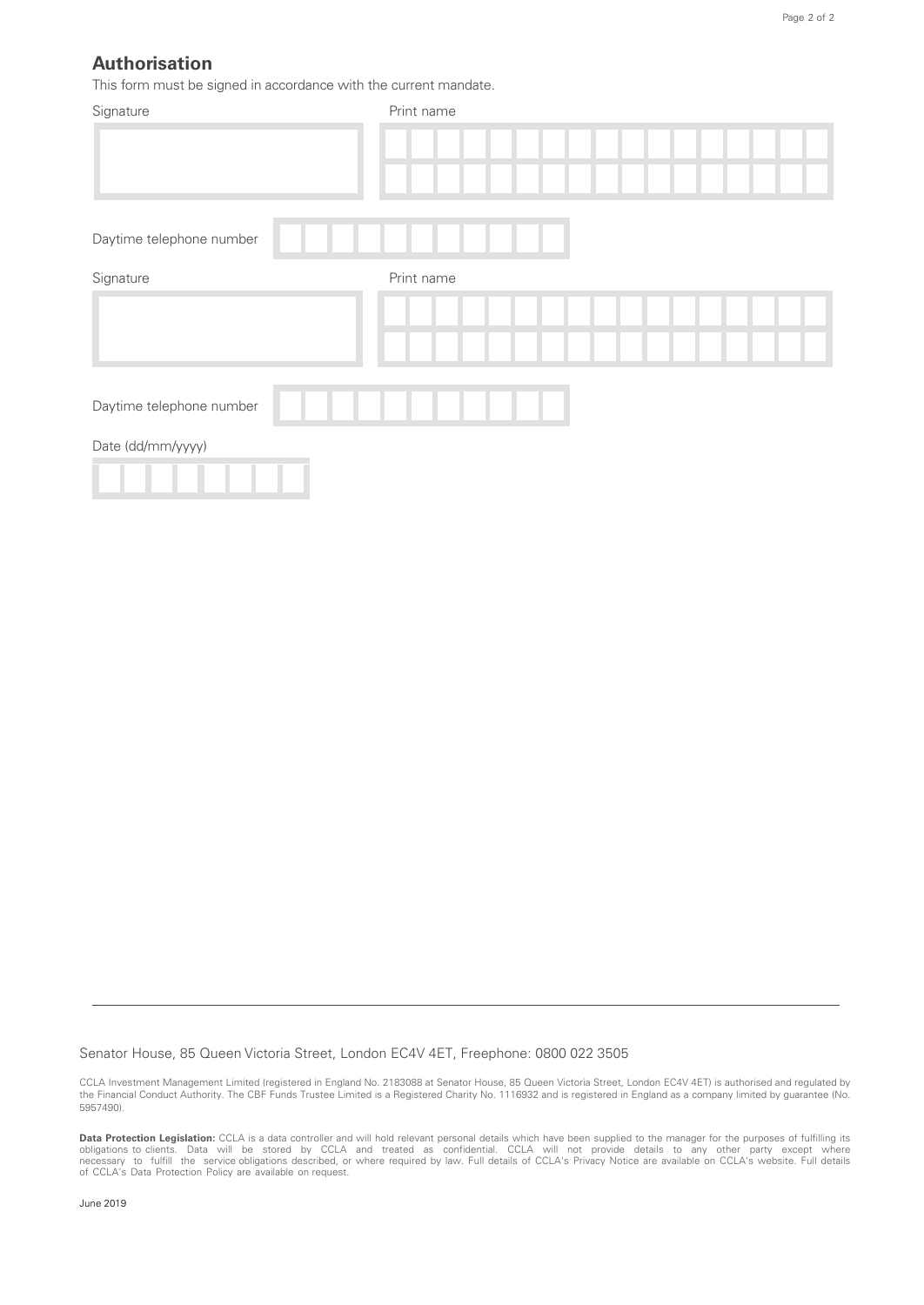## Authorisation

This form must be signed in accordance with the current mandate.

Signature

Print name

Daytime telephone number

Signature

Print name

Daytime telephone number

Date (dd/mm/yyyy)

Senator House, 85 Queen Victoria Street, London EC4V 4ET, Freephone: 0800 022 3505

CCLA Investment Management Limited (registered in England No. 2183088 at Senator House, 85 Queen Victoria Street, London EC4V 4ET) is authorised and regulated by the Financial Conduct Authority. The CBF Funds Trustee Limited is a Registered Charity No. 1116932 and is registered in England as a company limited by guarantee (No. 5957490).

**Data Protection Legislation:** CCLA is a data controller and will hold relevant personal details which have been supplied to the manager for the purposes of fulfilling its obligations to clients. Data will be stored by CCLA and treated as confidential. CCLA will not provide details to any other party except where necessary to fulfill the service obligations described, or where required by law. Full details of CCLA's Privacy Notice are available on CCLA's website. Full details of CCLA's Data Protection Policy are available on request.

June 2019